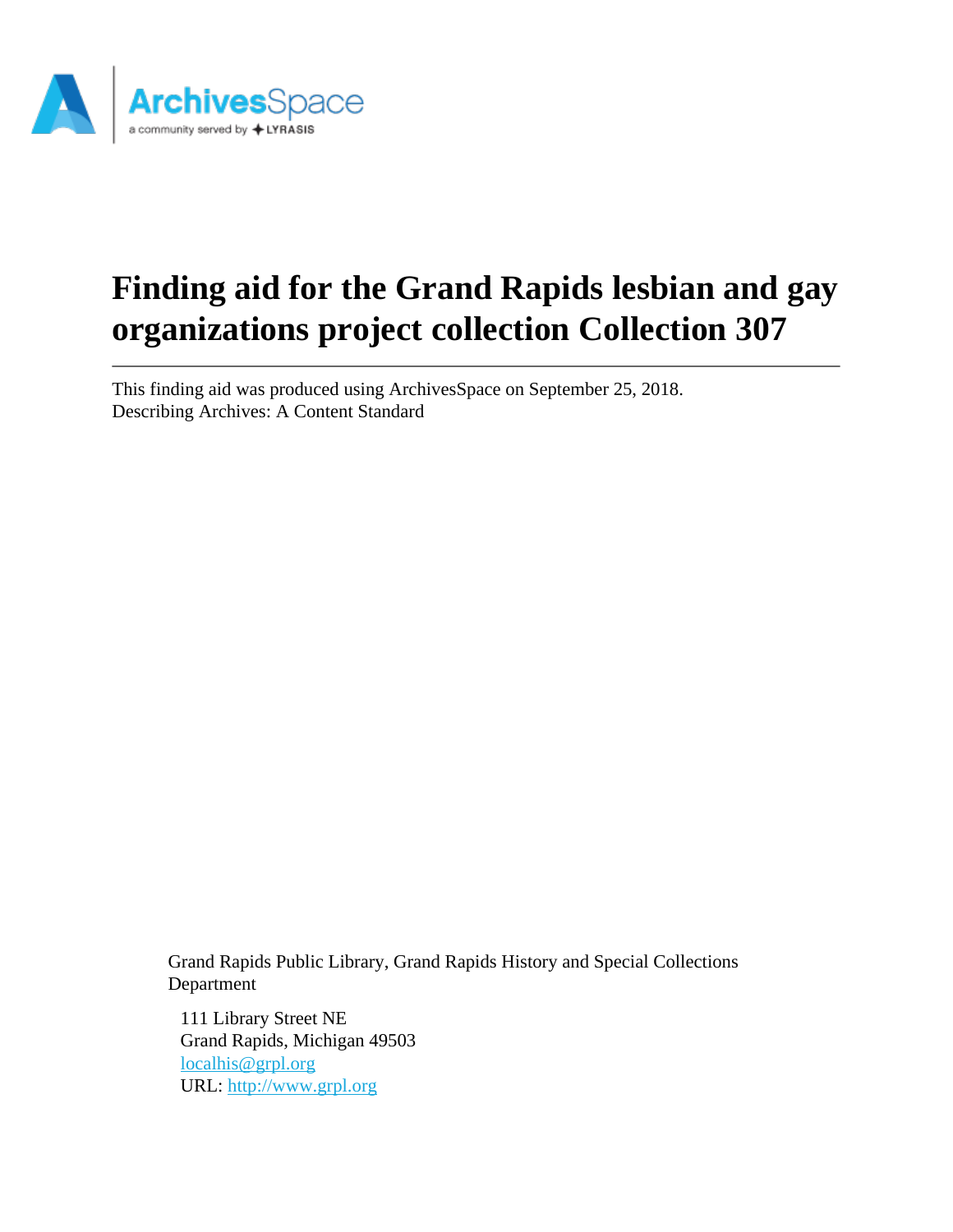# Finding aid for the Grand Rapids lesbian and gay organizations project collection Collection 307

This finding aid was produced using ArchivesSpace on September 25, 2018.
Describing Archives: A Content Standard

Grand Rapids Public Library, Grand Rapids History and Special Collections Department

111 Library Street NE
Grand Rapids, Michigan 49503
localhis@grpl.org
URL: http://www.grpl.org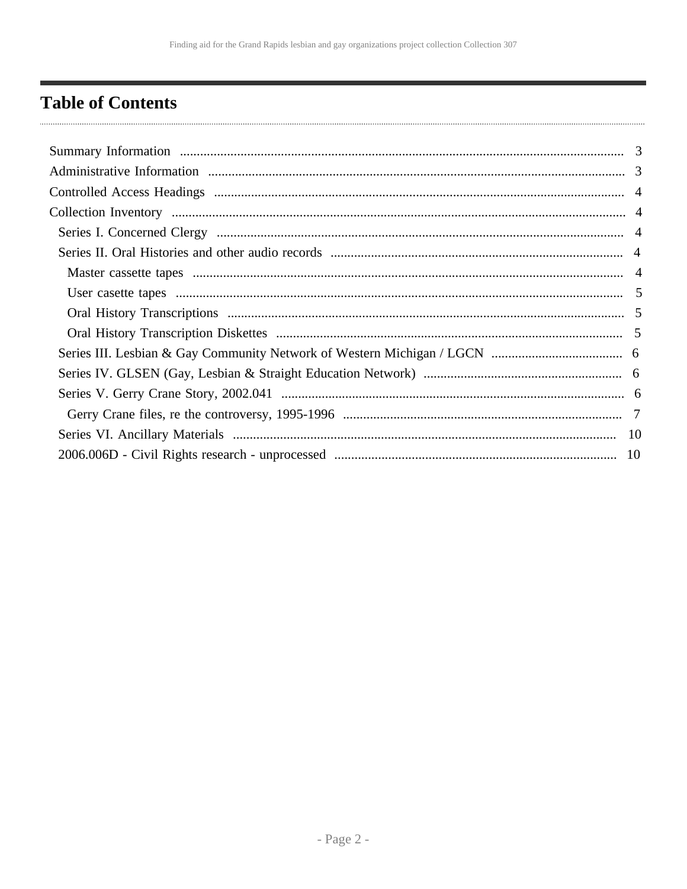# Table of Contents

- Summary Information .......... 3
- Administrative Information .......... 3
- Controlled Access Headings .......... 4
- Collection Inventory .......... 4
  - Series I. Concerned Clergy .......... 4
  - Series II. Oral Histories and other audio records .......... 4
    - Master cassette tapes .......... 4
    - User casette tapes .......... 5
    - Oral History Transcriptions .......... 5
    - Oral History Transcription Diskettes .......... 5
  - Series III. Lesbian & Gay Community Network of Western Michigan / LGCN .......... 6
  - Series IV. GLSEN (Gay, Lesbian & Straight Education Network) .......... 6
  - Series V. Gerry Crane Story, 2002.041 .......... 6
    - Gerry Crane files, re the controversy, 1995-1996 .......... 7
  - Series VI. Ancillary Materials .......... 10
  - 2006.006D - Civil Rights research - unprocessed .......... 10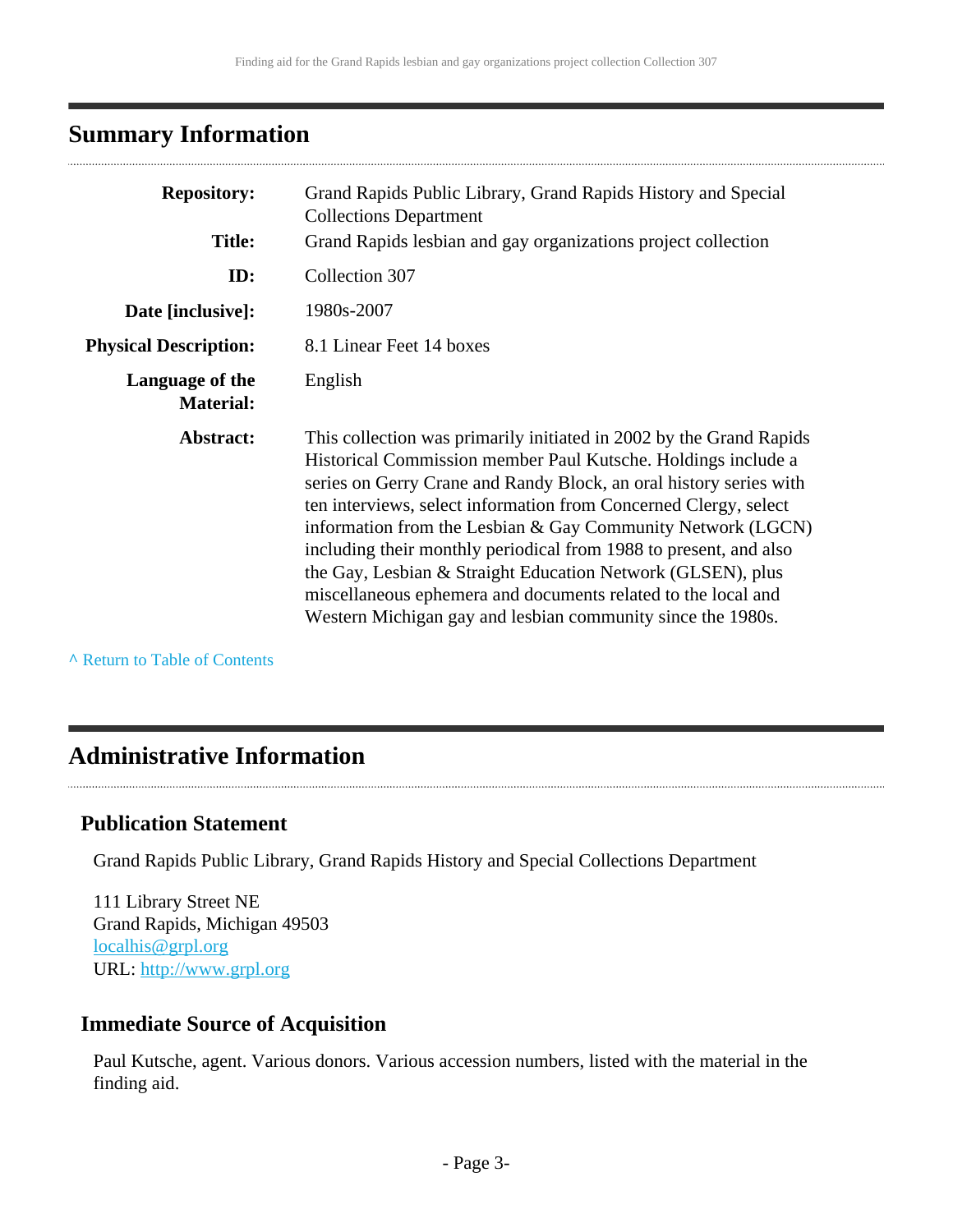## Summary Information

| | |
|---|---|
| **Repository:** | Grand Rapids Public Library, Grand Rapids History and Special Collections Department |
| **Title:** | Grand Rapids lesbian and gay organizations project collection |
| **ID:** | Collection 307 |
| **Date [inclusive]:** | 1980s-2007 |
| **Physical Description:** | 8.1 Linear Feet 14 boxes |
| **Language of the Material:** | English |
| **Abstract:** | This collection was primarily initiated in 2002 by the Grand Rapids Historical Commission member Paul Kutsche. Holdings include a series on Gerry Crane and Randy Block, an oral history series with ten interviews, select information from Concerned Clergy, select information from the Lesbian & Gay Community Network (LGCN) including their monthly periodical from 1988 to present, and also the Gay, Lesbian & Straight Education Network (GLSEN), plus miscellaneous ephemera and documents related to the local and Western Michigan gay and lesbian community since the 1980s. |

^ Return to Table of Contents

## Administrative Information

### Publication Statement

Grand Rapids Public Library, Grand Rapids History and Special Collections Department

111 Library Street NE
Grand Rapids, Michigan 49503
localhis@grpl.org
URL: http://www.grpl.org

### Immediate Source of Acquisition

Paul Kutsche, agent. Various donors. Various accession numbers, listed with the material in the finding aid.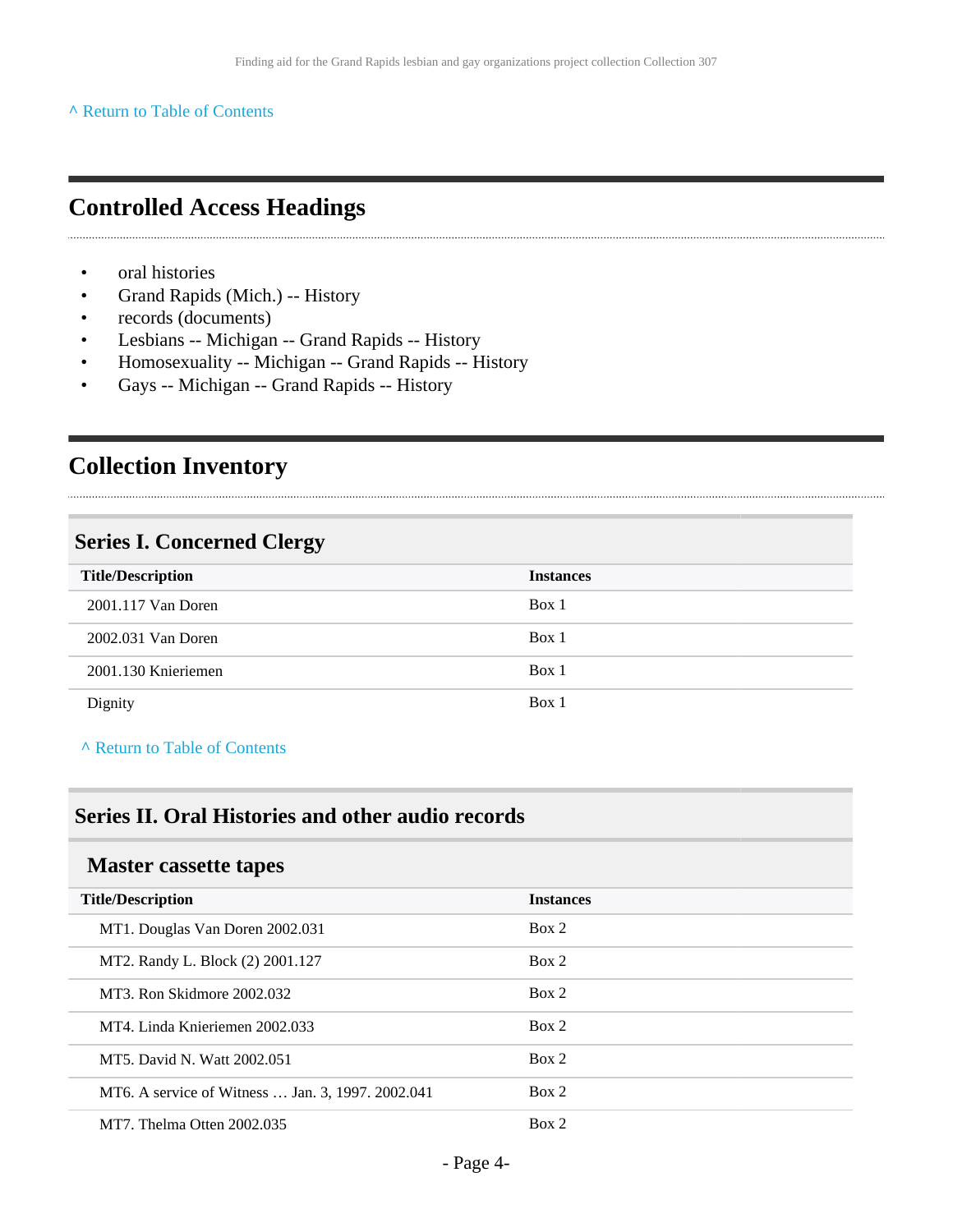^ Return to Table of Contents

## Controlled Access Headings

- oral histories
- Grand Rapids (Mich.) -- History
- records (documents)
- Lesbians -- Michigan -- Grand Rapids -- History
- Homosexuality -- Michigan -- Grand Rapids -- History
- Gays -- Michigan -- Grand Rapids -- History

## Collection Inventory

### Series I. Concerned Clergy

| Title/Description | Instances |
|---|---|
| 2001.117 Van Doren | Box 1 |
| 2002.031 Van Doren | Box 1 |
| 2001.130 Knieriemen | Box 1 |
| Dignity | Box 1 |

^ Return to Table of Contents

### Series II. Oral Histories and other audio records

#### Master cassette tapes

| Title/Description | Instances |
|---|---|
| MT1. Douglas Van Doren 2002.031 | Box 2 |
| MT2. Randy L. Block (2) 2001.127 | Box 2 |
| MT3. Ron Skidmore 2002.032 | Box 2 |
| MT4. Linda Knieriemen 2002.033 | Box 2 |
| MT5. David N. Watt 2002.051 | Box 2 |
| MT6. A service of Witness … Jan. 3, 1997. 2002.041 | Box 2 |
| MT7. Thelma Otten 2002.035 | Box 2 |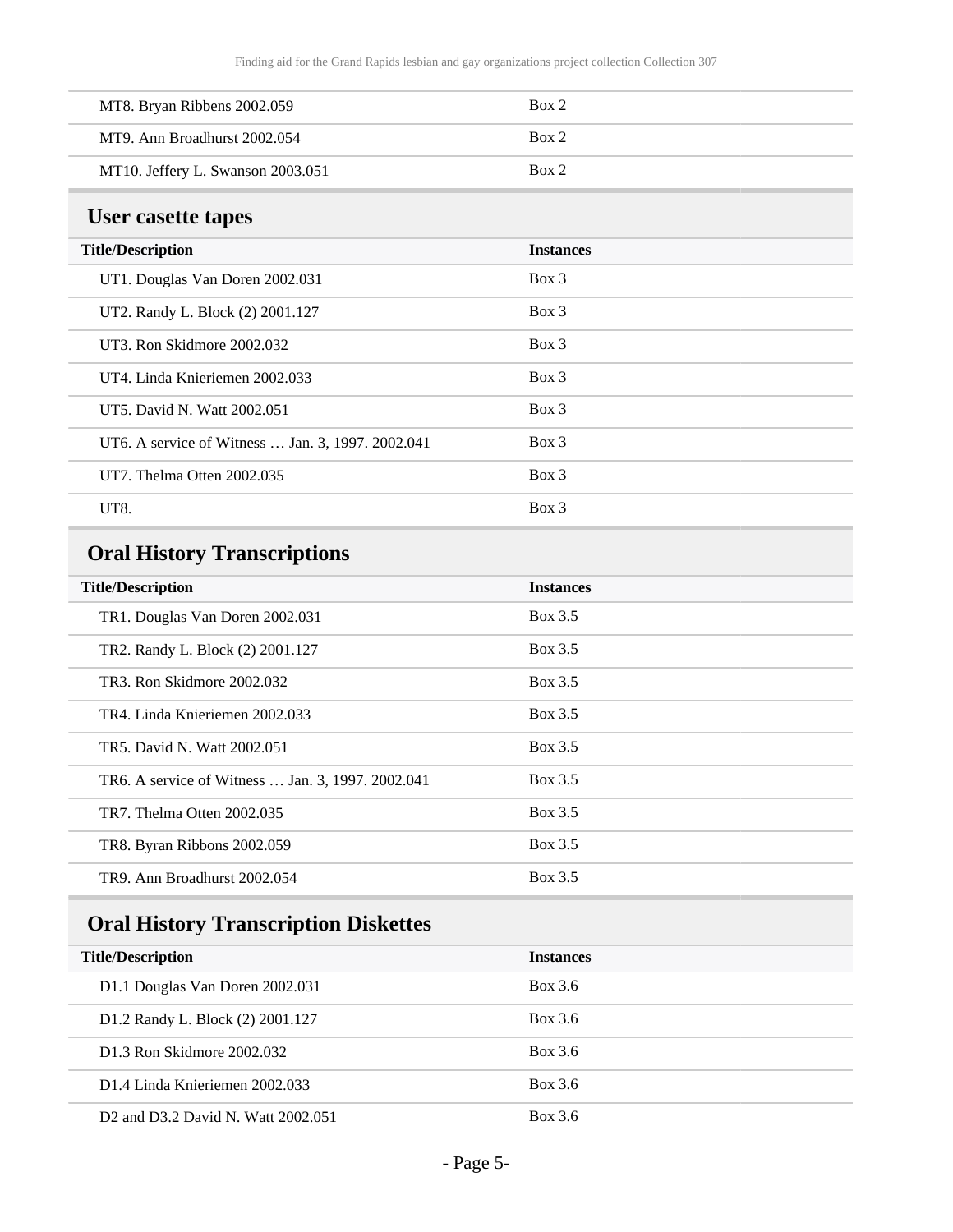| Title/Description | Instances |
|---|---|
| MT8. Bryan Ribbens 2002.059 | Box 2 |
| MT9. Ann Broadhurst 2002.054 | Box 2 |
| MT10. Jeffery L. Swanson 2003.051 | Box 2 |

## User casette tapes

| Title/Description | Instances |
|---|---|
| UT1. Douglas Van Doren 2002.031 | Box 3 |
| UT2. Randy L. Block (2) 2001.127 | Box 3 |
| UT3. Ron Skidmore 2002.032 | Box 3 |
| UT4. Linda Knieriemen 2002.033 | Box 3 |
| UT5. David N. Watt 2002.051 | Box 3 |
| UT6. A service of Witness … Jan. 3, 1997. 2002.041 | Box 3 |
| UT7. Thelma Otten 2002.035 | Box 3 |
| UT8. | Box 3 |

## Oral History Transcriptions

| Title/Description | Instances |
|---|---|
| TR1. Douglas Van Doren 2002.031 | Box 3.5 |
| TR2. Randy L. Block (2) 2001.127 | Box 3.5 |
| TR3. Ron Skidmore 2002.032 | Box 3.5 |
| TR4. Linda Knieriemen 2002.033 | Box 3.5 |
| TR5. David N. Watt 2002.051 | Box 3.5 |
| TR6. A service of Witness … Jan. 3, 1997. 2002.041 | Box 3.5 |
| TR7. Thelma Otten 2002.035 | Box 3.5 |
| TR8. Byran Ribbons 2002.059 | Box 3.5 |
| TR9. Ann Broadhurst 2002.054 | Box 3.5 |

## Oral History Transcription Diskettes

| Title/Description | Instances |
|---|---|
| D1.1 Douglas Van Doren 2002.031 | Box 3.6 |
| D1.2 Randy L. Block (2) 2001.127 | Box 3.6 |
| D1.3 Ron Skidmore 2002.032 | Box 3.6 |
| D1.4 Linda Knieriemen 2002.033 | Box 3.6 |
| D2 and D3.2 David N. Watt 2002.051 | Box 3.6 |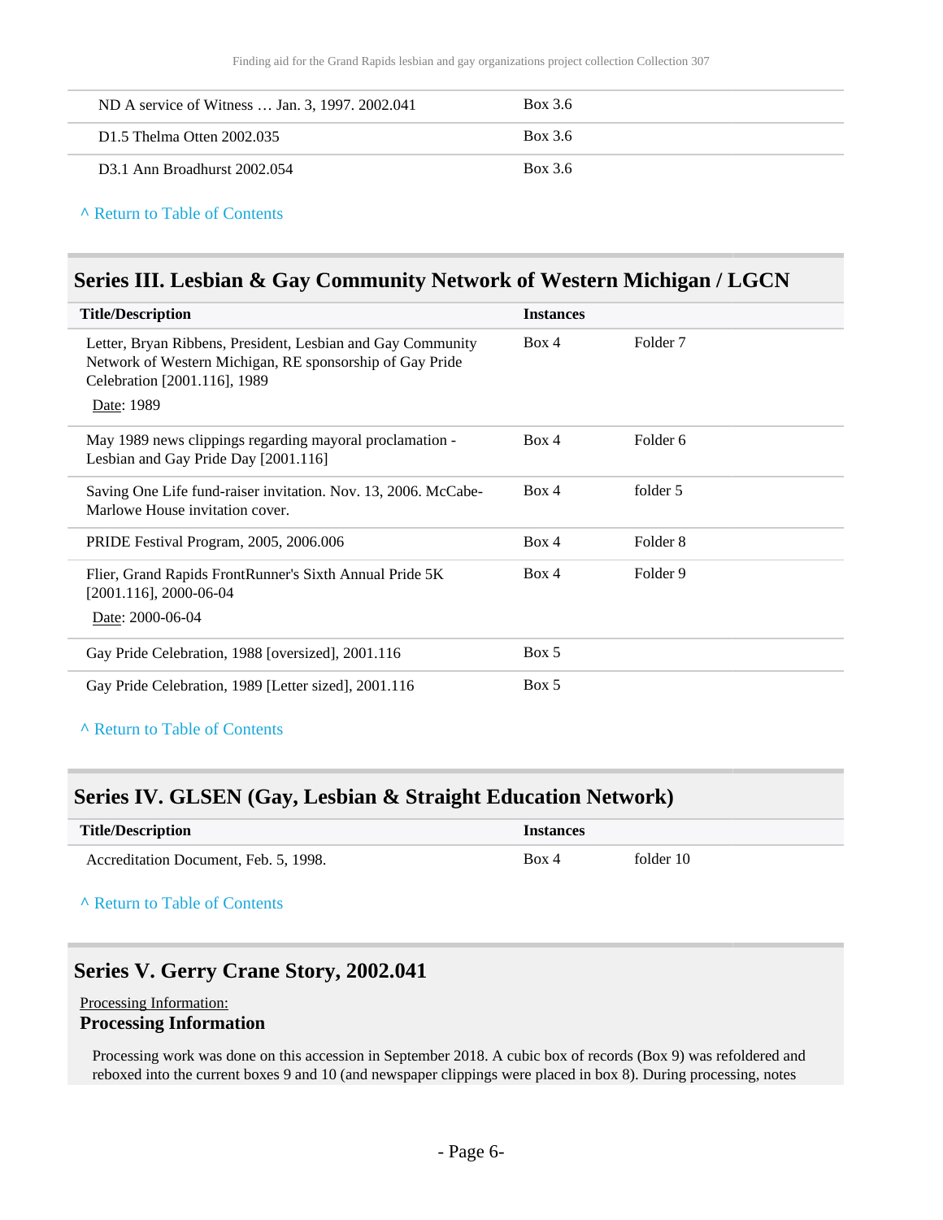| | |
|---|---|
| ND A service of Witness … Jan. 3, 1997. 2002.041 | Box 3.6 |
| D1.5 Thelma Otten 2002.035 | Box 3.6 |
| D3.1 Ann Broadhurst 2002.054 | Box 3.6 |

^ Return to Table of Contents

## Series III. Lesbian & Gay Community Network of Western Michigan / LGCN

| Title/Description | Instances | |
|---|---|---|
| Letter, Bryan Ribbens, President, Lesbian and Gay Community Network of Western Michigan, RE sponsorship of Gay Pride Celebration [2001.116], 1989<br>Date: 1989 | Box 4 | Folder 7 |
| May 1989 news clippings regarding mayoral proclamation - Lesbian and Gay Pride Day [2001.116] | Box 4 | Folder 6 |
| Saving One Life fund-raiser invitation. Nov. 13, 2006. McCabe-Marlowe House invitation cover. | Box 4 | folder 5 |
| PRIDE Festival Program, 2005, 2006.006 | Box 4 | Folder 8 |
| Flier, Grand Rapids FrontRunner's Sixth Annual Pride 5K [2001.116], 2000-06-04<br>Date: 2000-06-04 | Box 4 | Folder 9 |
| Gay Pride Celebration, 1988 [oversized], 2001.116 | Box 5 | |
| Gay Pride Celebration, 1989 [Letter sized], 2001.116 | Box 5 | |

^ Return to Table of Contents

## Series IV. GLSEN (Gay, Lesbian & Straight Education Network)

| Title/Description | Instances | |
|---|---|---|
| Accreditation Document, Feb. 5, 1998. | Box 4 | folder 10 |

^ Return to Table of Contents

## Series V. Gerry Crane Story, 2002.041

Processing Information:

### Processing Information

Processing work was done on this accession in September 2018. A cubic box of records (Box 9) was refoldered and reboxed into the current boxes 9 and 10 (and newspaper clippings were placed in box 8). During processing, notes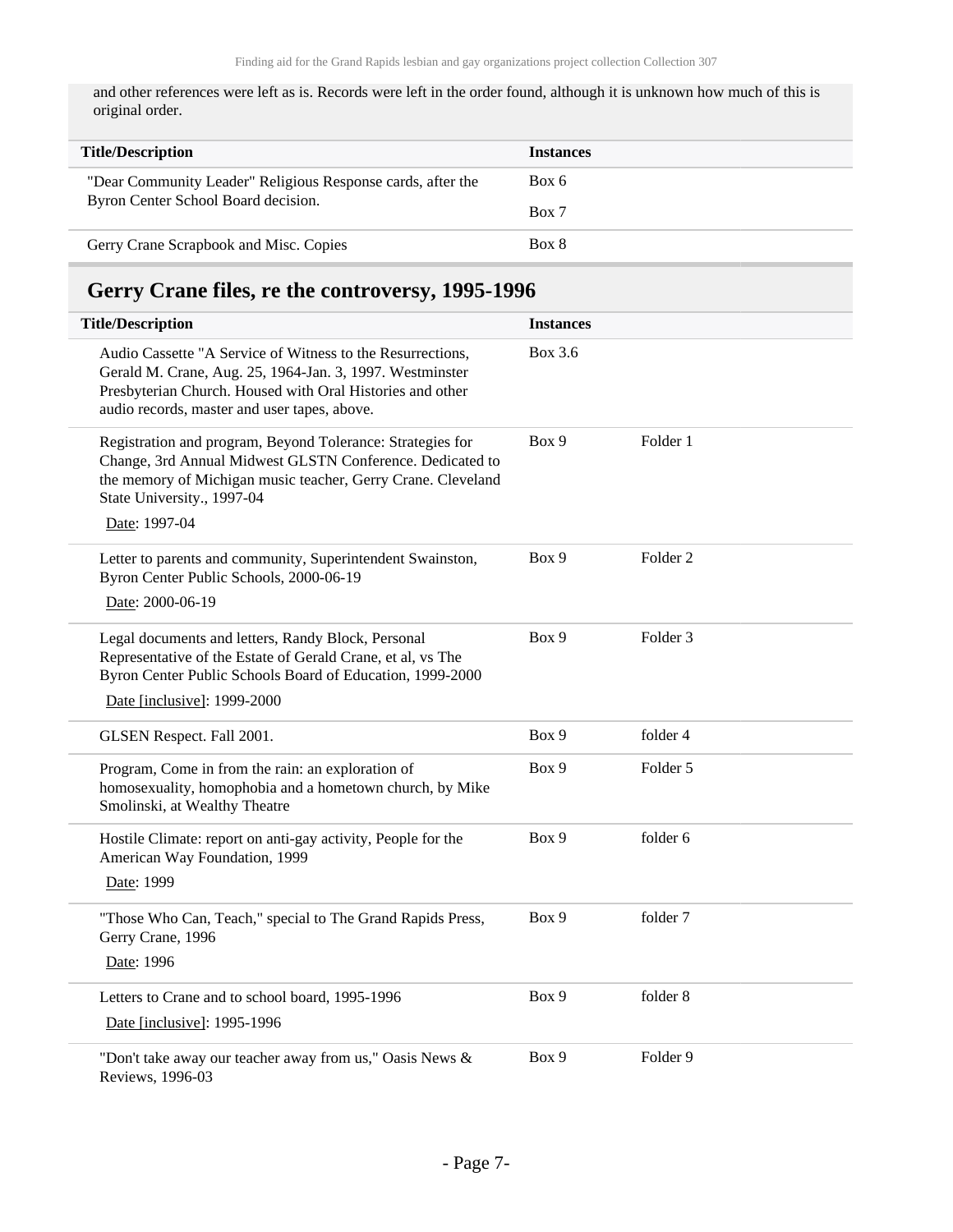and other references were left as is. Records were left in the order found, although it is unknown how much of this is original order.

| Title/Description | Instances |
| --- | --- |
| "Dear Community Leader" Religious Response cards, after the Byron Center School Board decision. | Box 6 |
| | Box 7 |
| Gerry Crane Scrapbook and Misc. Copies | Box 8 |

## Gerry Crane files, re the controversy, 1995-1996

| Title/Description | Instances | |
| --- | --- | --- |
| Audio Cassette "A Service of Witness to the Resurrections, Gerald M. Crane, Aug. 25, 1964-Jan. 3, 1997. Westminster Presbyterian Church. Housed with Oral Histories and other audio records, master and user tapes, above. | Box 3.6 | |
| Registration and program, Beyond Tolerance: Strategies for Change, 3rd Annual Midwest GLSTN Conference. Dedicated to the memory of Michigan music teacher, Gerry Crane. Cleveland State University., 1997-04<br>Date: 1997-04 | Box 9 | Folder 1 |
| Letter to parents and community, Superintendent Swainston, Byron Center Public Schools, 2000-06-19<br>Date: 2000-06-19 | Box 9 | Folder 2 |
| Legal documents and letters, Randy Block, Personal Representative of the Estate of Gerald Crane, et al, vs The Byron Center Public Schools Board of Education, 1999-2000<br>Date [inclusive]: 1999-2000 | Box 9 | Folder 3 |
| GLSEN Respect. Fall 2001. | Box 9 | folder 4 |
| Program, Come in from the rain: an exploration of homosexuality, homophobia and a hometown church, by Mike Smolinski, at Wealthy Theatre | Box 9 | Folder 5 |
| Hostile Climate: report on anti-gay activity, People for the American Way Foundation, 1999<br>Date: 1999 | Box 9 | folder 6 |
| "Those Who Can, Teach," special to The Grand Rapids Press, Gerry Crane, 1996<br>Date: 1996 | Box 9 | folder 7 |
| Letters to Crane and to school board, 1995-1996<br>Date [inclusive]: 1995-1996 | Box 9 | folder 8 |
| "Don't take away our teacher away from us," Oasis News & Reviews, 1996-03 | Box 9 | Folder 9 |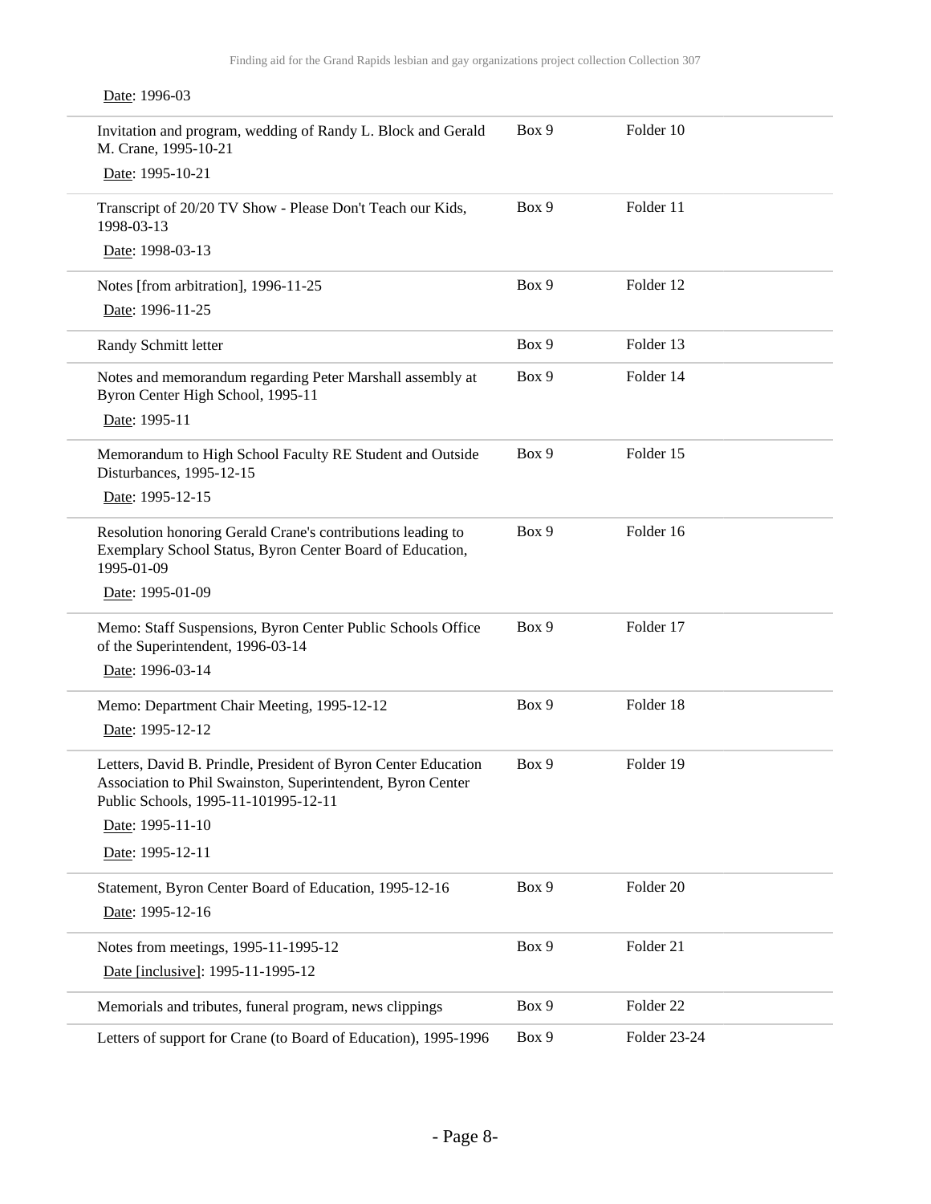Date: 1996-03

| | | |
|---|---|---|
| Invitation and program, wedding of Randy L. Block and Gerald M. Crane, 1995-10-21<br>Date: 1995-10-21 | Box 9 | Folder 10 |
| Transcript of 20/20 TV Show - Please Don't Teach our Kids, 1998-03-13<br>Date: 1998-03-13 | Box 9 | Folder 11 |
| Notes [from arbitration], 1996-11-25<br>Date: 1996-11-25 | Box 9 | Folder 12 |
| Randy Schmitt letter | Box 9 | Folder 13 |
| Notes and memorandum regarding Peter Marshall assembly at Byron Center High School, 1995-11<br>Date: 1995-11 | Box 9 | Folder 14 |
| Memorandum to High School Faculty RE Student and Outside Disturbances, 1995-12-15<br>Date: 1995-12-15 | Box 9 | Folder 15 |
| Resolution honoring Gerald Crane's contributions leading to Exemplary School Status, Byron Center Board of Education, 1995-01-09<br>Date: 1995-01-09 | Box 9 | Folder 16 |
| Memo: Staff Suspensions, Byron Center Public Schools Office of the Superintendent, 1996-03-14<br>Date: 1996-03-14 | Box 9 | Folder 17 |
| Memo: Department Chair Meeting, 1995-12-12<br>Date: 1995-12-12 | Box 9 | Folder 18 |
| Letters, David B. Prindle, President of Byron Center Education Association to Phil Swainston, Superintendent, Byron Center Public Schools, 1995-11-101995-12-11<br>Date: 1995-11-10<br>Date: 1995-12-11 | Box 9 | Folder 19 |
| Statement, Byron Center Board of Education, 1995-12-16<br>Date: 1995-12-16 | Box 9 | Folder 20 |
| Notes from meetings, 1995-11-1995-12<br>Date [inclusive]: 1995-11-1995-12 | Box 9 | Folder 21 |
| Memorials and tributes, funeral program, news clippings | Box 9 | Folder 22 |
| Letters of support for Crane (to Board of Education), 1995-1996 | Box 9 | Folder 23-24 |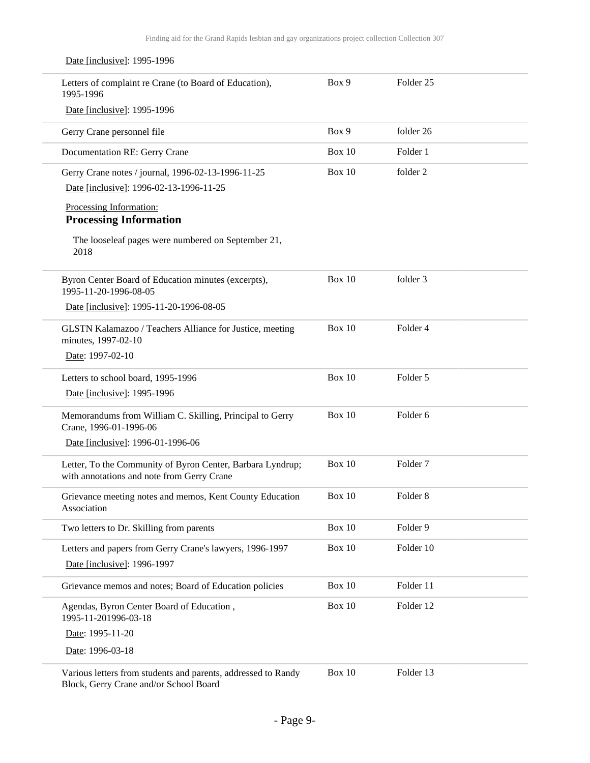Date [inclusive]: 1995-1996

| | | |
|---|---|---|
| Letters of complaint re Crane (to Board of Education), 1995-1996<br>Date [inclusive]: 1995-1996 | Box 9 | Folder 25 |
| Gerry Crane personnel file | Box 9 | folder 26 |
| Documentation RE: Gerry Crane | Box 10 | Folder 1 |
| Gerry Crane notes / journal, 1996-02-13-1996-11-25<br>Date [inclusive]: 1996-02-13-1996-11-25<br>Processing Information:<br>**Processing Information**<br>The looseleaf pages were numbered on September 21, 2018 | Box 10 | folder 2 |
| Byron Center Board of Education minutes (excerpts), 1995-11-20-1996-08-05<br>Date [inclusive]: 1995-11-20-1996-08-05 | Box 10 | folder 3 |
| GLSTN Kalamazoo / Teachers Alliance for Justice, meeting minutes, 1997-02-10<br>Date: 1997-02-10 | Box 10 | Folder 4 |
| Letters to school board, 1995-1996<br>Date [inclusive]: 1995-1996 | Box 10 | Folder 5 |
| Memorandums from William C. Skilling, Principal to Gerry Crane, 1996-01-1996-06<br>Date [inclusive]: 1996-01-1996-06 | Box 10 | Folder 6 |
| Letter, To the Community of Byron Center, Barbara Lyndrup; with annotations and note from Gerry Crane | Box 10 | Folder 7 |
| Grievance meeting notes and memos, Kent County Education Association | Box 10 | Folder 8 |
| Two letters to Dr. Skilling from parents | Box 10 | Folder 9 |
| Letters and papers from Gerry Crane's lawyers, 1996-1997<br>Date [inclusive]: 1996-1997 | Box 10 | Folder 10 |
| Grievance memos and notes; Board of Education policies | Box 10 | Folder 11 |
| Agendas, Byron Center Board of Education , 1995-11-201996-03-18<br>Date: 1995-11-20<br>Date: 1996-03-18 | Box 10 | Folder 12 |
| Various letters from students and parents, addressed to Randy Block, Gerry Crane and/or School Board | Box 10 | Folder 13 |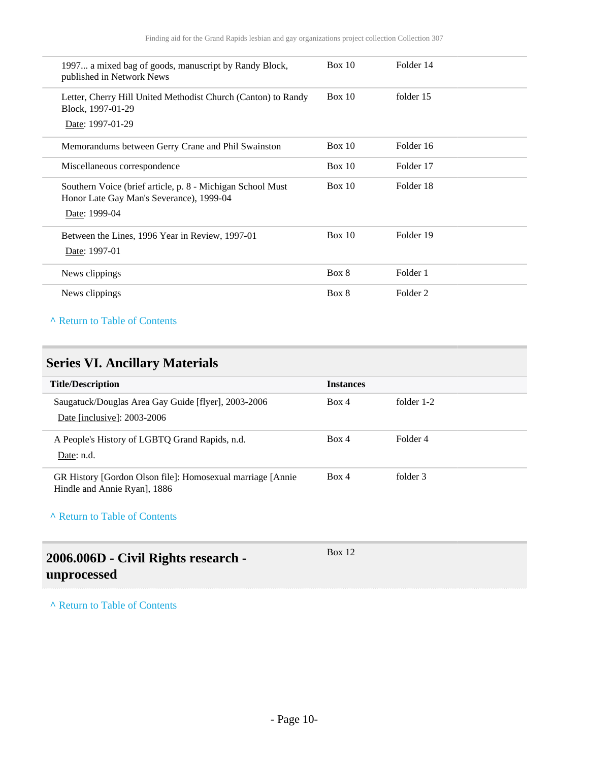| | | |
|---|---|---|
| 1997... a mixed bag of goods, manuscript by Randy Block, published in Network News | Box 10 | Folder 14 |
| Letter, Cherry Hill United Methodist Church (Canton) to Randy Block, 1997-01-29<br>Date: 1997-01-29 | Box 10 | folder 15 |
| Memorandums between Gerry Crane and Phil Swainston | Box 10 | Folder 16 |
| Miscellaneous correspondence | Box 10 | Folder 17 |
| Southern Voice (brief article, p. 8 - Michigan School Must Honor Late Gay Man's Severance), 1999-04<br>Date: 1999-04 | Box 10 | Folder 18 |
| Between the Lines, 1996 Year in Review, 1997-01<br>Date: 1997-01 | Box 10 | Folder 19 |
| News clippings | Box 8 | Folder 1 |
| News clippings | Box 8 | Folder 2 |

^ Return to Table of Contents

## Series VI. Ancillary Materials

| Title/Description | Instances | |
|---|---|---|
| Saugatuck/Douglas Area Gay Guide [flyer], 2003-2006<br>Date [inclusive]: 2003-2006 | Box 4 | folder 1-2 |
| A People's History of LGBTQ Grand Rapids, n.d.<br>Date: n.d. | Box 4 | Folder 4 |
| GR History [Gordon Olson file]: Homosexual marriage [Annie Hindle and Annie Ryan], 1886 | Box 4 | folder 3 |

^ Return to Table of Contents

## 2006.006D - Civil Rights research - unprocessed

Box 12

^ Return to Table of Contents